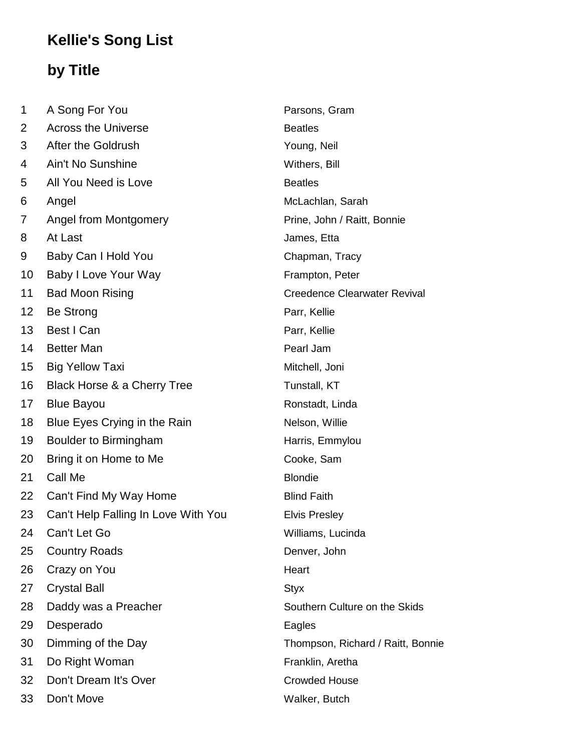# Kellie's Song List

## by Title

| # | Title | Artist |
|---|---|---|
| 1 | A Song For You | Parsons, Gram |
| 2 | Across the Universe | Beatles |
| 3 | After the Goldrush | Young, Neil |
| 4 | Ain't No Sunshine | Withers, Bill |
| 5 | All You Need is Love | Beatles |
| 6 | Angel | McLachlan, Sarah |
| 7 | Angel from Montgomery | Prine, John / Raitt, Bonnie |
| 8 | At Last | James, Etta |
| 9 | Baby Can I Hold You | Chapman, Tracy |
| 10 | Baby I Love Your Way | Frampton, Peter |
| 11 | Bad Moon Rising | Creedence Clearwater Revival |
| 12 | Be Strong | Parr, Kellie |
| 13 | Best I Can | Parr, Kellie |
| 14 | Better Man | Pearl Jam |
| 15 | Big Yellow Taxi | Mitchell, Joni |
| 16 | Black Horse & a Cherry Tree | Tunstall, KT |
| 17 | Blue Bayou | Ronstadt, Linda |
| 18 | Blue Eyes Crying in the Rain | Nelson, Willie |
| 19 | Boulder to Birmingham | Harris, Emmylou |
| 20 | Bring it on Home to Me | Cooke, Sam |
| 21 | Call Me | Blondie |
| 22 | Can't Find My Way Home | Blind Faith |
| 23 | Can't Help Falling In Love With You | Elvis Presley |
| 24 | Can't Let Go | Williams, Lucinda |
| 25 | Country Roads | Denver, John |
| 26 | Crazy on You | Heart |
| 27 | Crystal Ball | Styx |
| 28 | Daddy was a Preacher | Southern Culture on the Skids |
| 29 | Desperado | Eagles |
| 30 | Dimming of the Day | Thompson, Richard / Raitt, Bonnie |
| 31 | Do Right Woman | Franklin, Aretha |
| 32 | Don't Dream It's Over | Crowded House |
| 33 | Don't Move | Walker, Butch |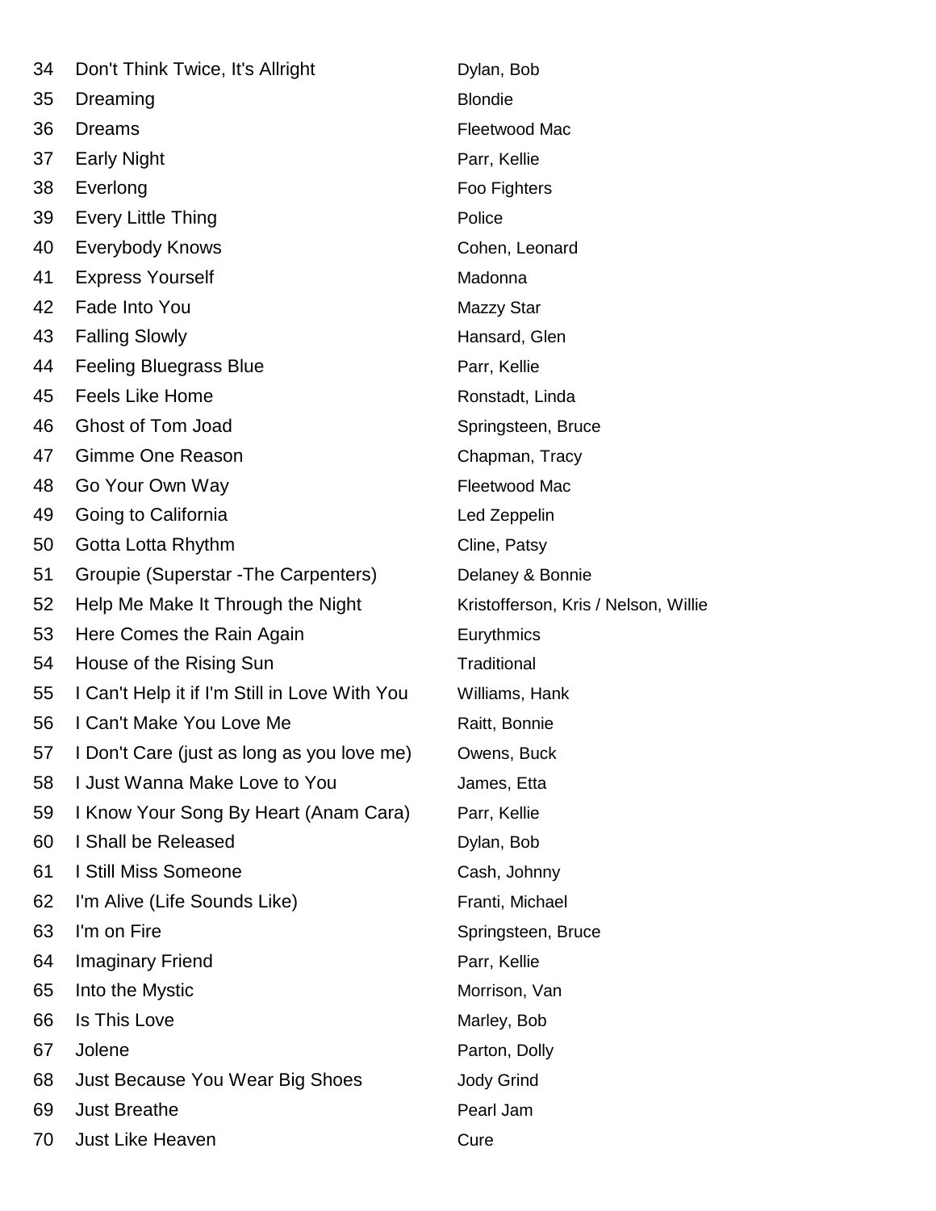| | | |
|---|---|---|
| 34 | Don't Think Twice, It's Allright | Dylan, Bob |
| 35 | Dreaming | Blondie |
| 36 | Dreams | Fleetwood Mac |
| 37 | Early Night | Parr, Kellie |
| 38 | Everlong | Foo Fighters |
| 39 | Every Little Thing | Police |
| 40 | Everybody Knows | Cohen, Leonard |
| 41 | Express Yourself | Madonna |
| 42 | Fade Into You | Mazzy Star |
| 43 | Falling Slowly | Hansard, Glen |
| 44 | Feeling Bluegrass Blue | Parr, Kellie |
| 45 | Feels Like Home | Ronstadt, Linda |
| 46 | Ghost of Tom Joad | Springsteen, Bruce |
| 47 | Gimme One Reason | Chapman, Tracy |
| 48 | Go Your Own Way | Fleetwood Mac |
| 49 | Going to California | Led Zeppelin |
| 50 | Gotta Lotta Rhythm | Cline, Patsy |
| 51 | Groupie (Superstar -The Carpenters) | Delaney & Bonnie |
| 52 | Help Me Make It Through the Night | Kristofferson, Kris / Nelson, Willie |
| 53 | Here Comes the Rain Again | Eurythmics |
| 54 | House of the Rising Sun | Traditional |
| 55 | I Can't Help it if I'm Still in Love With You | Williams, Hank |
| 56 | I Can't Make You Love Me | Raitt, Bonnie |
| 57 | I Don't Care (just as long as you love me) | Owens, Buck |
| 58 | I Just Wanna Make Love to You | James, Etta |
| 59 | I Know Your Song By Heart (Anam Cara) | Parr, Kellie |
| 60 | I Shall be Released | Dylan, Bob |
| 61 | I Still Miss Someone | Cash, Johnny |
| 62 | I'm Alive (Life Sounds Like) | Franti, Michael |
| 63 | I'm on Fire | Springsteen, Bruce |
| 64 | Imaginary Friend | Parr, Kellie |
| 65 | Into the Mystic | Morrison, Van |
| 66 | Is This Love | Marley, Bob |
| 67 | Jolene | Parton, Dolly |
| 68 | Just Because You Wear Big Shoes | Jody Grind |
| 69 | Just Breathe | Pearl Jam |
| 70 | Just Like Heaven | Cure |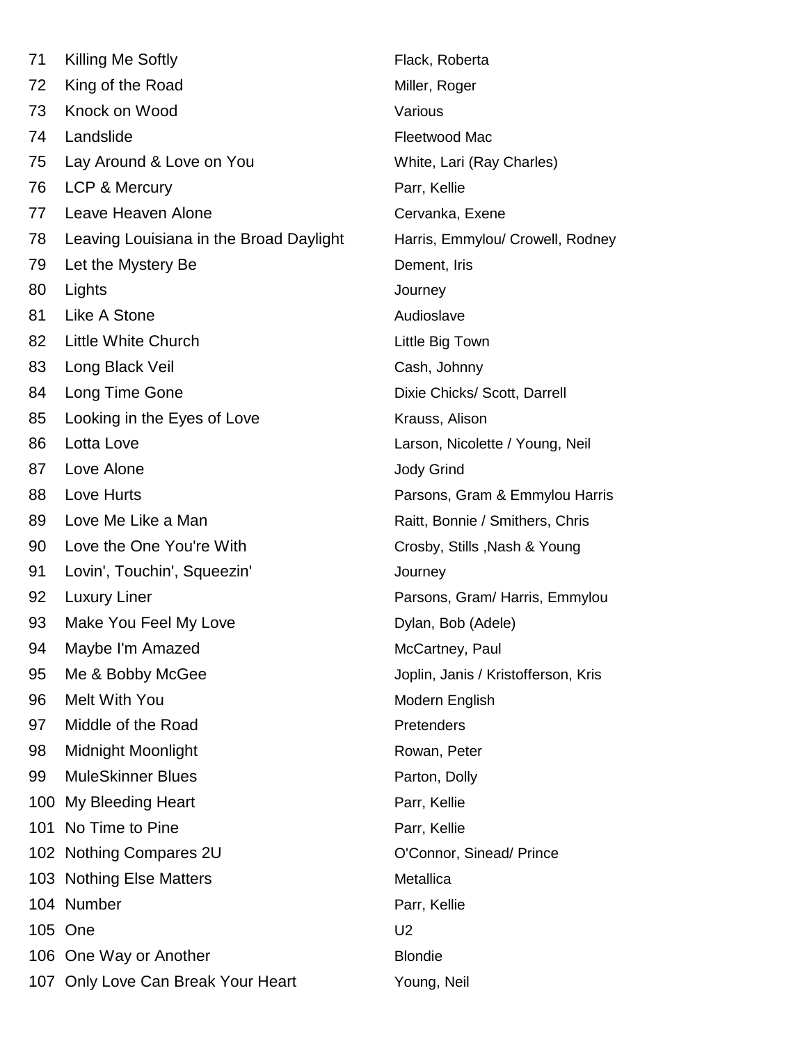| | | |
|---|---|---|
| 71 | Killing Me Softly | Flack, Roberta |
| 72 | King of the Road | Miller, Roger |
| 73 | Knock on Wood | Various |
| 74 | Landslide | Fleetwood Mac |
| 75 | Lay Around & Love on You | White, Lari (Ray Charles) |
| 76 | LCP & Mercury | Parr, Kellie |
| 77 | Leave Heaven Alone | Cervanka, Exene |
| 78 | Leaving Louisiana in the Broad Daylight | Harris, Emmylou/ Crowell, Rodney |
| 79 | Let the Mystery Be | Dement, Iris |
| 80 | Lights | Journey |
| 81 | Like A Stone | Audioslave |
| 82 | Little White Church | Little Big Town |
| 83 | Long Black Veil | Cash, Johnny |
| 84 | Long Time Gone | Dixie Chicks/ Scott, Darrell |
| 85 | Looking in the Eyes of Love | Krauss, Alison |
| 86 | Lotta Love | Larson, Nicolette / Young, Neil |
| 87 | Love Alone | Jody Grind |
| 88 | Love Hurts | Parsons, Gram & Emmylou Harris |
| 89 | Love Me Like a Man | Raitt, Bonnie / Smithers, Chris |
| 90 | Love the One You're With | Crosby, Stills ,Nash & Young |
| 91 | Lovin', Touchin', Squeezin' | Journey |
| 92 | Luxury Liner | Parsons, Gram/ Harris, Emmylou |
| 93 | Make You Feel My Love | Dylan, Bob (Adele) |
| 94 | Maybe I'm Amazed | McCartney, Paul |
| 95 | Me & Bobby McGee | Joplin, Janis / Kristofferson, Kris |
| 96 | Melt With You | Modern English |
| 97 | Middle of the Road | Pretenders |
| 98 | Midnight Moonlight | Rowan, Peter |
| 99 | MuleSkinner Blues | Parton, Dolly |
| 100 | My Bleeding Heart | Parr, Kellie |
| 101 | No Time to Pine | Parr, Kellie |
| 102 | Nothing Compares 2U | O'Connor, Sinead/ Prince |
| 103 | Nothing Else Matters | Metallica |
| 104 | Number | Parr, Kellie |
| 105 | One | U2 |
| 106 | One Way or Another | Blondie |
| 107 | Only Love Can Break Your Heart | Young, Neil |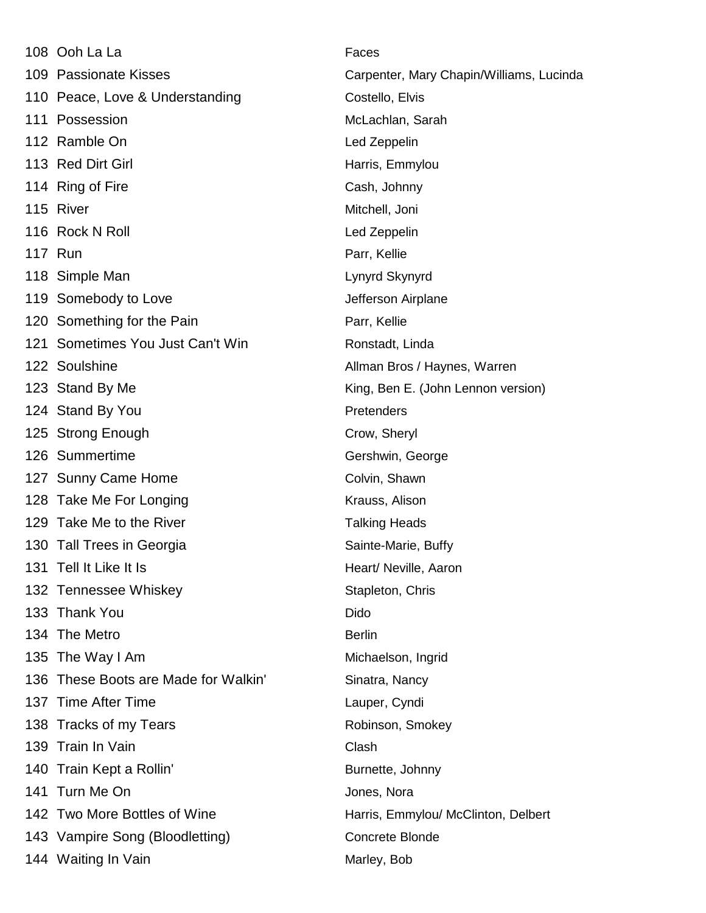| | | |
|---|---|---|
| 108 | Ooh La La | Faces |
| 109 | Passionate Kisses | Carpenter, Mary Chapin/Williams, Lucinda |
| 110 | Peace, Love & Understanding | Costello, Elvis |
| 111 | Possession | McLachlan, Sarah |
| 112 | Ramble On | Led Zeppelin |
| 113 | Red Dirt Girl | Harris, Emmylou |
| 114 | Ring of Fire | Cash, Johnny |
| 115 | River | Mitchell, Joni |
| 116 | Rock N Roll | Led Zeppelin |
| 117 | Run | Parr, Kellie |
| 118 | Simple Man | Lynyrd Skynyrd |
| 119 | Somebody to Love | Jefferson Airplane |
| 120 | Something for the Pain | Parr, Kellie |
| 121 | Sometimes You Just Can't Win | Ronstadt, Linda |
| 122 | Soulshine | Allman Bros / Haynes, Warren |
| 123 | Stand By Me | King, Ben E. (John Lennon version) |
| 124 | Stand By You | Pretenders |
| 125 | Strong Enough | Crow, Sheryl |
| 126 | Summertime | Gershwin, George |
| 127 | Sunny Came Home | Colvin, Shawn |
| 128 | Take Me For Longing | Krauss, Alison |
| 129 | Take Me to the River | Talking Heads |
| 130 | Tall Trees in Georgia | Sainte-Marie, Buffy |
| 131 | Tell It Like It Is | Heart/ Neville, Aaron |
| 132 | Tennessee Whiskey | Stapleton, Chris |
| 133 | Thank You | Dido |
| 134 | The Metro | Berlin |
| 135 | The Way I Am | Michaelson, Ingrid |
| 136 | These Boots are Made for Walkin' | Sinatra, Nancy |
| 137 | Time After Time | Lauper, Cyndi |
| 138 | Tracks of my Tears | Robinson, Smokey |
| 139 | Train In Vain | Clash |
| 140 | Train Kept a Rollin' | Burnette, Johnny |
| 141 | Turn Me On | Jones, Nora |
| 142 | Two More Bottles of Wine | Harris, Emmylou/ McClinton, Delbert |
| 143 | Vampire Song (Bloodletting) | Concrete Blonde |
| 144 | Waiting In Vain | Marley, Bob |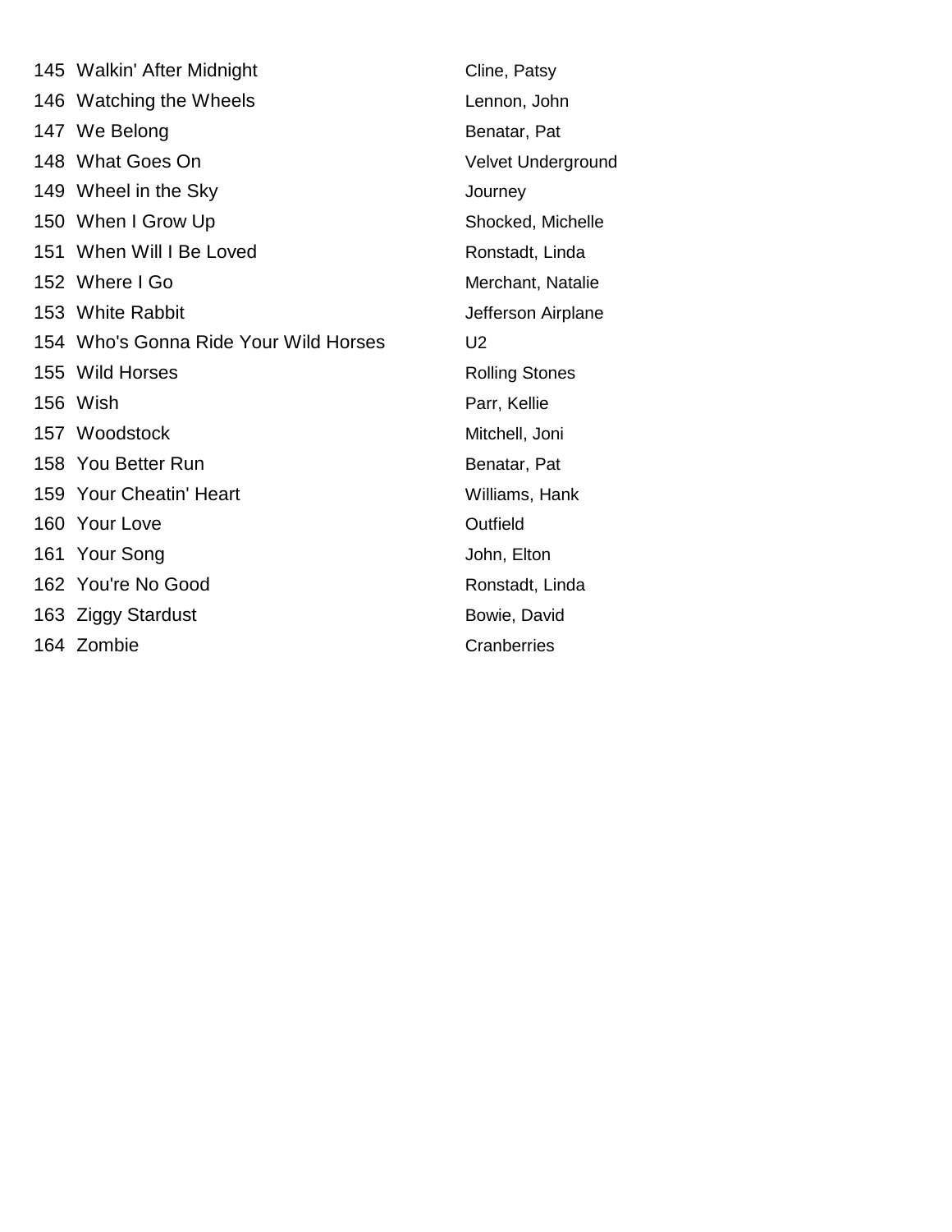| | | |
|---|---|---|
| 145 | Walkin' After Midnight | Cline, Patsy |
| 146 | Watching the Wheels | Lennon, John |
| 147 | We Belong | Benatar, Pat |
| 148 | What Goes On | Velvet Underground |
| 149 | Wheel in the Sky | Journey |
| 150 | When I Grow Up | Shocked, Michelle |
| 151 | When Will I Be Loved | Ronstadt, Linda |
| 152 | Where I Go | Merchant, Natalie |
| 153 | White Rabbit | Jefferson Airplane |
| 154 | Who's Gonna Ride Your Wild Horses | U2 |
| 155 | Wild Horses | Rolling Stones |
| 156 | Wish | Parr, Kellie |
| 157 | Woodstock | Mitchell, Joni |
| 158 | You Better Run | Benatar, Pat |
| 159 | Your Cheatin' Heart | Williams, Hank |
| 160 | Your Love | Outfield |
| 161 | Your Song | John, Elton |
| 162 | You're No Good | Ronstadt, Linda |
| 163 | Ziggy Stardust | Bowie, David |
| 164 | Zombie | Cranberries |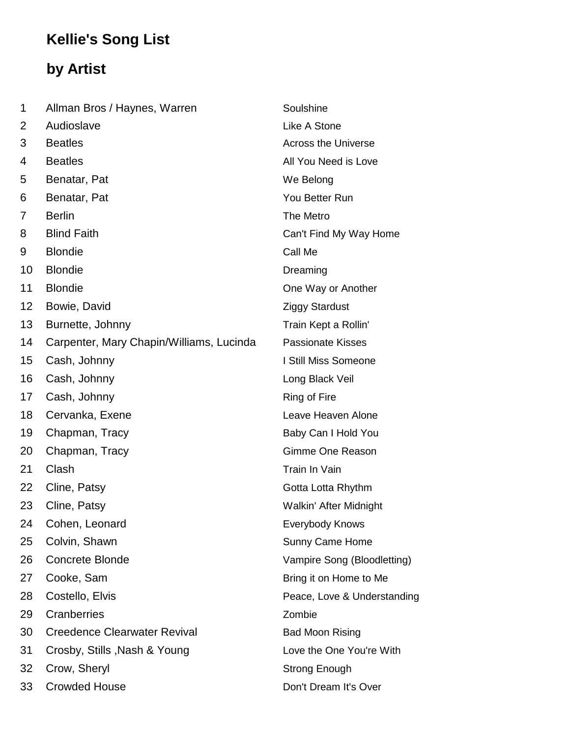## Kellie's Song List

## by Artist

| # | Artist | Song |
|---|---|---|
| 1 | Allman Bros / Haynes, Warren | Soulshine |
| 2 | Audioslave | Like A Stone |
| 3 | Beatles | Across the Universe |
| 4 | Beatles | All You Need is Love |
| 5 | Benatar, Pat | We Belong |
| 6 | Benatar, Pat | You Better Run |
| 7 | Berlin | The Metro |
| 8 | Blind Faith | Can't Find My Way Home |
| 9 | Blondie | Call Me |
| 10 | Blondie | Dreaming |
| 11 | Blondie | One Way or Another |
| 12 | Bowie, David | Ziggy Stardust |
| 13 | Burnette, Johnny | Train Kept a Rollin' |
| 14 | Carpenter, Mary Chapin/Williams, Lucinda | Passionate Kisses |
| 15 | Cash, Johnny | I Still Miss Someone |
| 16 | Cash, Johnny | Long Black Veil |
| 17 | Cash, Johnny | Ring of Fire |
| 18 | Cervanka, Exene | Leave Heaven Alone |
| 19 | Chapman, Tracy | Baby Can I Hold You |
| 20 | Chapman, Tracy | Gimme One Reason |
| 21 | Clash | Train In Vain |
| 22 | Cline, Patsy | Gotta Lotta Rhythm |
| 23 | Cline, Patsy | Walkin' After Midnight |
| 24 | Cohen, Leonard | Everybody Knows |
| 25 | Colvin, Shawn | Sunny Came Home |
| 26 | Concrete Blonde | Vampire Song (Bloodletting) |
| 27 | Cooke, Sam | Bring it on Home to Me |
| 28 | Costello, Elvis | Peace, Love & Understanding |
| 29 | Cranberries | Zombie |
| 30 | Creedence Clearwater Revival | Bad Moon Rising |
| 31 | Crosby, Stills ,Nash & Young | Love the One You're With |
| 32 | Crow, Sheryl | Strong Enough |
| 33 | Crowded House | Don't Dream It's Over |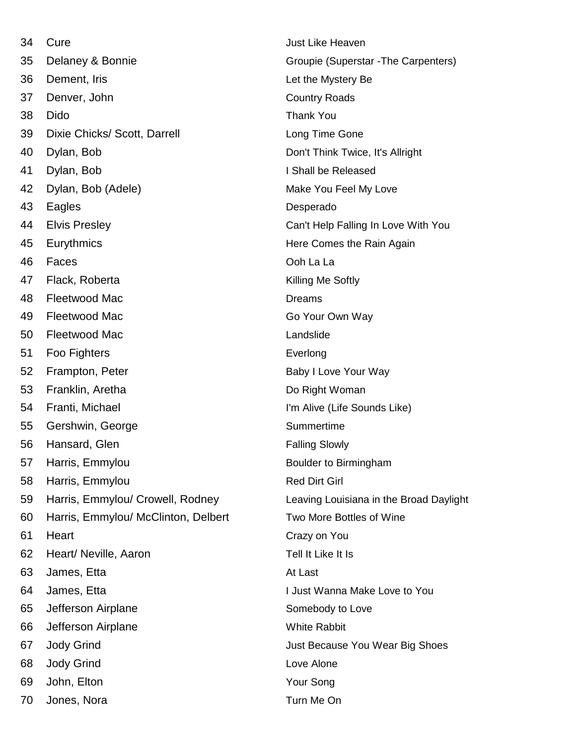| | | |
|---|---|---|
| 34 | Cure | Just Like Heaven |
| 35 | Delaney & Bonnie | Groupie (Superstar -The Carpenters) |
| 36 | Dement, Iris | Let the Mystery Be |
| 37 | Denver, John | Country Roads |
| 38 | Dido | Thank You |
| 39 | Dixie Chicks/ Scott, Darrell | Long Time Gone |
| 40 | Dylan, Bob | Don't Think Twice, It's Allright |
| 41 | Dylan, Bob | I Shall be Released |
| 42 | Dylan, Bob (Adele) | Make You Feel My Love |
| 43 | Eagles | Desperado |
| 44 | Elvis Presley | Can't Help Falling In Love With You |
| 45 | Eurythmics | Here Comes the Rain Again |
| 46 | Faces | Ooh La La |
| 47 | Flack, Roberta | Killing Me Softly |
| 48 | Fleetwood Mac | Dreams |
| 49 | Fleetwood Mac | Go Your Own Way |
| 50 | Fleetwood Mac | Landslide |
| 51 | Foo Fighters | Everlong |
| 52 | Frampton, Peter | Baby I Love Your Way |
| 53 | Franklin, Aretha | Do Right Woman |
| 54 | Franti, Michael | I'm Alive (Life Sounds Like) |
| 55 | Gershwin, George | Summertime |
| 56 | Hansard, Glen | Falling Slowly |
| 57 | Harris, Emmylou | Boulder to Birmingham |
| 58 | Harris, Emmylou | Red Dirt Girl |
| 59 | Harris, Emmylou/ Crowell, Rodney | Leaving Louisiana in the Broad Daylight |
| 60 | Harris, Emmylou/ McClinton, Delbert | Two More Bottles of Wine |
| 61 | Heart | Crazy on You |
| 62 | Heart/ Neville, Aaron | Tell It Like It Is |
| 63 | James, Etta | At Last |
| 64 | James, Etta | I Just Wanna Make Love to You |
| 65 | Jefferson Airplane | Somebody to Love |
| 66 | Jefferson Airplane | White Rabbit |
| 67 | Jody Grind | Just Because You Wear Big Shoes |
| 68 | Jody Grind | Love Alone |
| 69 | John, Elton | Your Song |
| 70 | Jones, Nora | Turn Me On |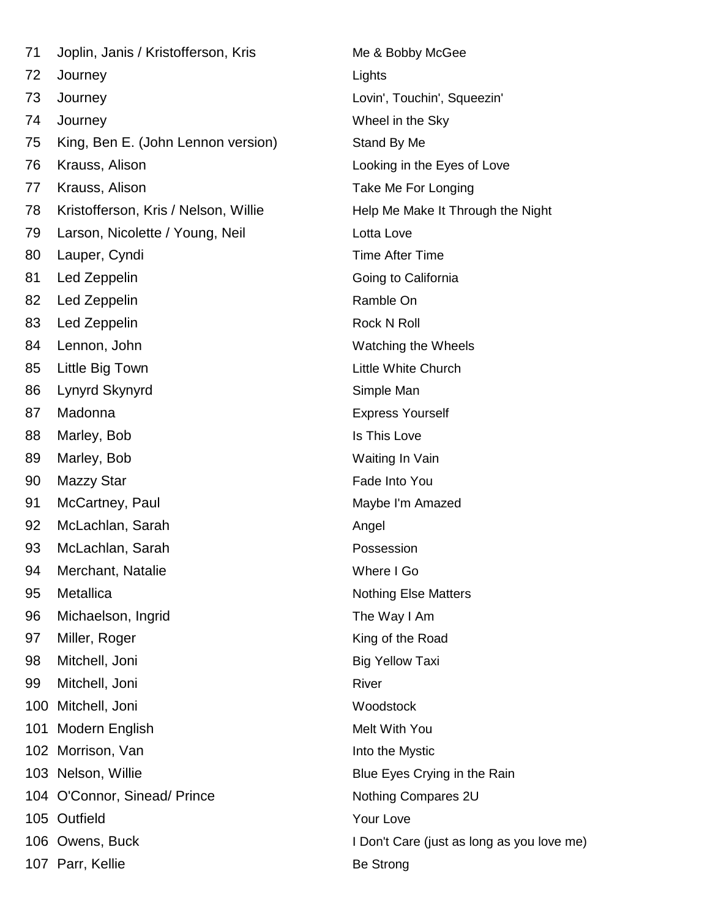| | | |
|---|---|---|
| 71 | Joplin, Janis / Kristofferson, Kris | Me & Bobby McGee |
| 72 | Journey | Lights |
| 73 | Journey | Lovin', Touchin', Squeezin' |
| 74 | Journey | Wheel in the Sky |
| 75 | King, Ben E. (John Lennon version) | Stand By Me |
| 76 | Krauss, Alison | Looking in the Eyes of Love |
| 77 | Krauss, Alison | Take Me For Longing |
| 78 | Kristofferson, Kris / Nelson, Willie | Help Me Make It Through the Night |
| 79 | Larson, Nicolette / Young, Neil | Lotta Love |
| 80 | Lauper, Cyndi | Time After Time |
| 81 | Led Zeppelin | Going to California |
| 82 | Led Zeppelin | Ramble On |
| 83 | Led Zeppelin | Rock N Roll |
| 84 | Lennon, John | Watching the Wheels |
| 85 | Little Big Town | Little White Church |
| 86 | Lynyrd Skynyrd | Simple Man |
| 87 | Madonna | Express Yourself |
| 88 | Marley, Bob | Is This Love |
| 89 | Marley, Bob | Waiting In Vain |
| 90 | Mazzy Star | Fade Into You |
| 91 | McCartney, Paul | Maybe I'm Amazed |
| 92 | McLachlan, Sarah | Angel |
| 93 | McLachlan, Sarah | Possession |
| 94 | Merchant, Natalie | Where I Go |
| 95 | Metallica | Nothing Else Matters |
| 96 | Michaelson, Ingrid | The Way I Am |
| 97 | Miller, Roger | King of the Road |
| 98 | Mitchell, Joni | Big Yellow Taxi |
| 99 | Mitchell, Joni | River |
| 100 | Mitchell, Joni | Woodstock |
| 101 | Modern English | Melt With You |
| 102 | Morrison, Van | Into the Mystic |
| 103 | Nelson, Willie | Blue Eyes Crying in the Rain |
| 104 | O'Connor, Sinead/ Prince | Nothing Compares 2U |
| 105 | Outfield | Your Love |
| 106 | Owens, Buck | I Don't Care (just as long as you love me) |
| 107 | Parr, Kellie | Be Strong |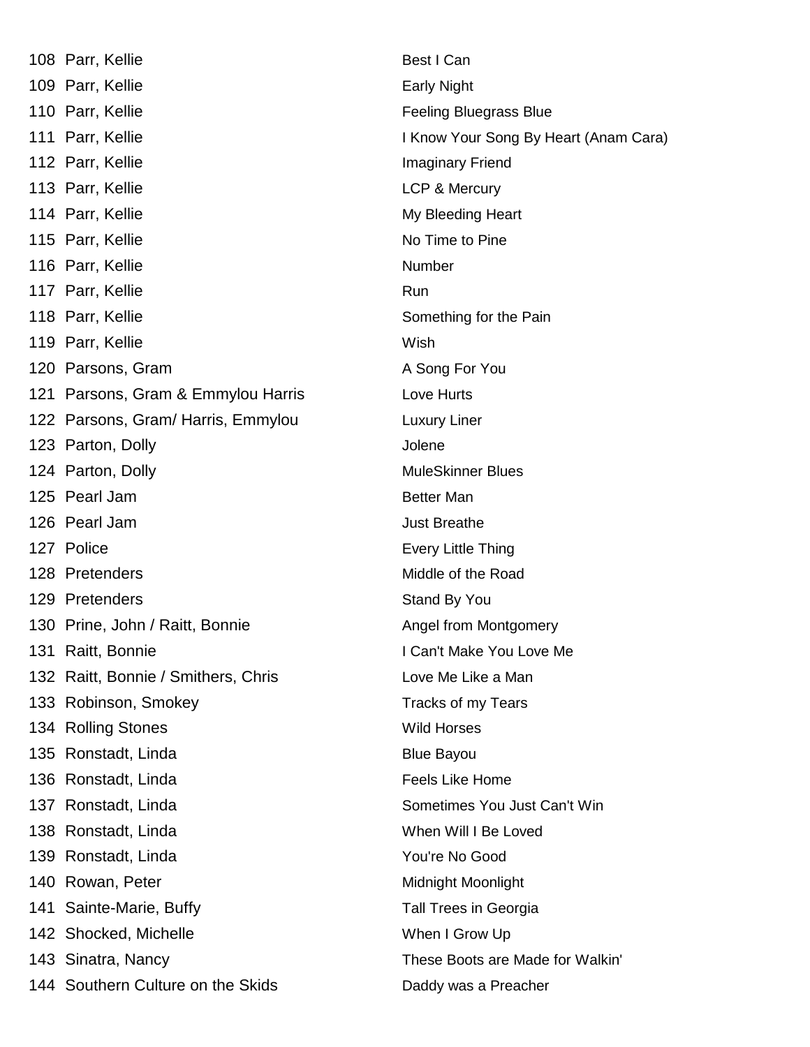| | | |
|---|---|---|
| 108 | Parr, Kellie | Best I Can |
| 109 | Parr, Kellie | Early Night |
| 110 | Parr, Kellie | Feeling Bluegrass Blue |
| 111 | Parr, Kellie | I Know Your Song By Heart (Anam Cara) |
| 112 | Parr, Kellie | Imaginary Friend |
| 113 | Parr, Kellie | LCP & Mercury |
| 114 | Parr, Kellie | My Bleeding Heart |
| 115 | Parr, Kellie | No Time to Pine |
| 116 | Parr, Kellie | Number |
| 117 | Parr, Kellie | Run |
| 118 | Parr, Kellie | Something for the Pain |
| 119 | Parr, Kellie | Wish |
| 120 | Parsons, Gram | A Song For You |
| 121 | Parsons, Gram & Emmylou Harris | Love Hurts |
| 122 | Parsons, Gram/ Harris, Emmylou | Luxury Liner |
| 123 | Parton, Dolly | Jolene |
| 124 | Parton, Dolly | MuleSkinner Blues |
| 125 | Pearl Jam | Better Man |
| 126 | Pearl Jam | Just Breathe |
| 127 | Police | Every Little Thing |
| 128 | Pretenders | Middle of the Road |
| 129 | Pretenders | Stand By You |
| 130 | Prine, John / Raitt, Bonnie | Angel from Montgomery |
| 131 | Raitt, Bonnie | I Can't Make You Love Me |
| 132 | Raitt, Bonnie / Smithers, Chris | Love Me Like a Man |
| 133 | Robinson, Smokey | Tracks of my Tears |
| 134 | Rolling Stones | Wild Horses |
| 135 | Ronstadt, Linda | Blue Bayou |
| 136 | Ronstadt, Linda | Feels Like Home |
| 137 | Ronstadt, Linda | Sometimes You Just Can't Win |
| 138 | Ronstadt, Linda | When Will I Be Loved |
| 139 | Ronstadt, Linda | You're No Good |
| 140 | Rowan, Peter | Midnight Moonlight |
| 141 | Sainte-Marie, Buffy | Tall Trees in Georgia |
| 142 | Shocked, Michelle | When I Grow Up |
| 143 | Sinatra, Nancy | These Boots are Made for Walkin' |
| 144 | Southern Culture on the Skids | Daddy was a Preacher |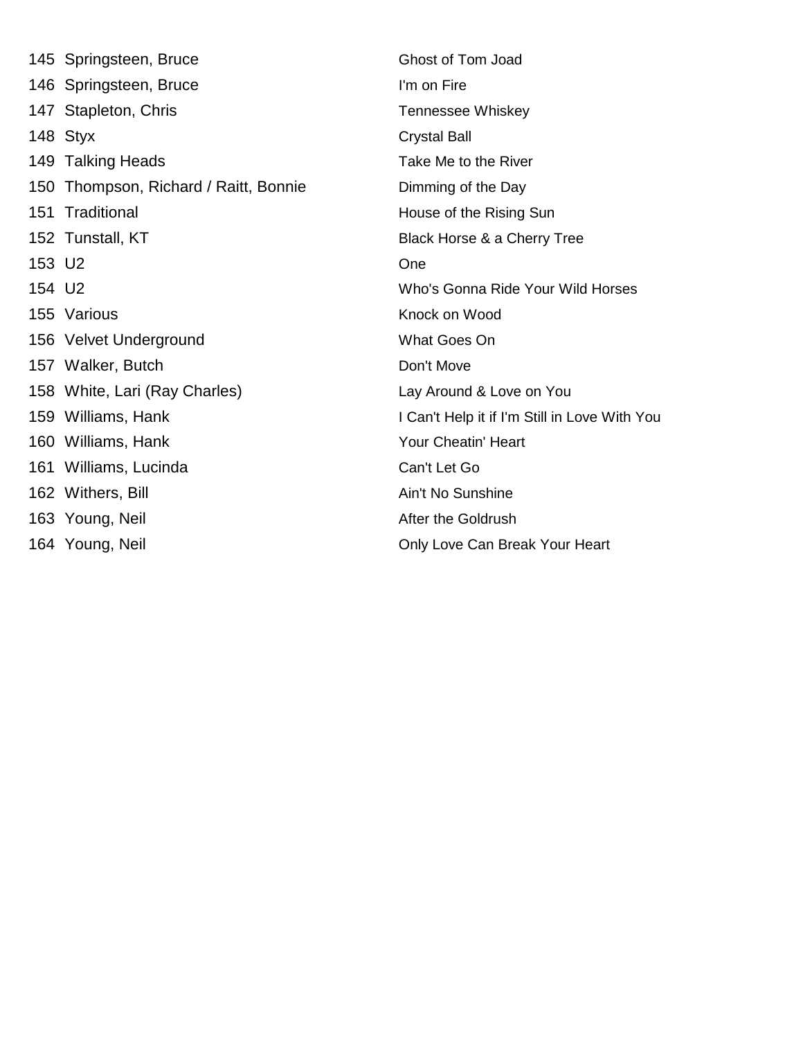| | | |
|---|---|---|
| 145 | Springsteen, Bruce | Ghost of Tom Joad |
| 146 | Springsteen, Bruce | I'm on Fire |
| 147 | Stapleton, Chris | Tennessee Whiskey |
| 148 | Styx | Crystal Ball |
| 149 | Talking Heads | Take Me to the River |
| 150 | Thompson, Richard / Raitt, Bonnie | Dimming of the Day |
| 151 | Traditional | House of the Rising Sun |
| 152 | Tunstall, KT | Black Horse & a Cherry Tree |
| 153 | U2 | One |
| 154 | U2 | Who's Gonna Ride Your Wild Horses |
| 155 | Various | Knock on Wood |
| 156 | Velvet Underground | What Goes On |
| 157 | Walker, Butch | Don't Move |
| 158 | White, Lari (Ray Charles) | Lay Around & Love on You |
| 159 | Williams, Hank | I Can't Help it if I'm Still in Love With You |
| 160 | Williams, Hank | Your Cheatin' Heart |
| 161 | Williams, Lucinda | Can't Let Go |
| 162 | Withers, Bill | Ain't No Sunshine |
| 163 | Young, Neil | After the Goldrush |
| 164 | Young, Neil | Only Love Can Break Your Heart |